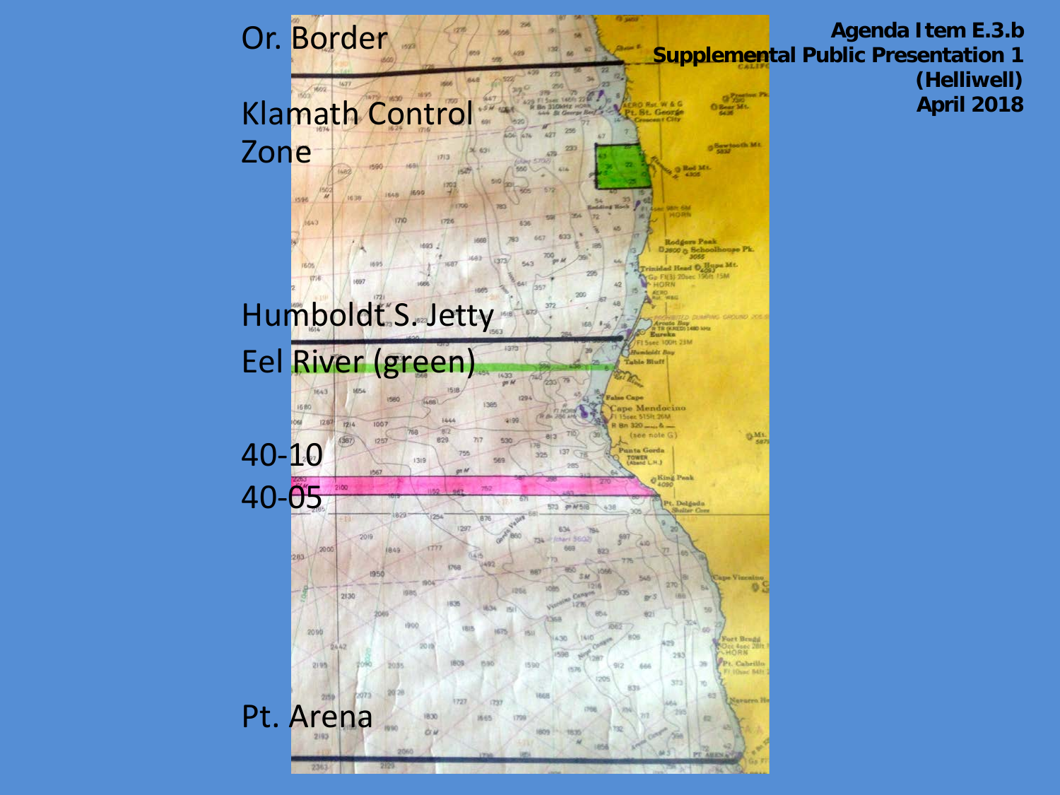**Agenda Item E.3.b**
**Supplemental Public Presentation 1**
**(Helliwell)**
**April 2018**

Or. Border

Klamath Control Zone

Humboldt S. Jetty

Eel River (green)

40-10

40-05

Pt. Arena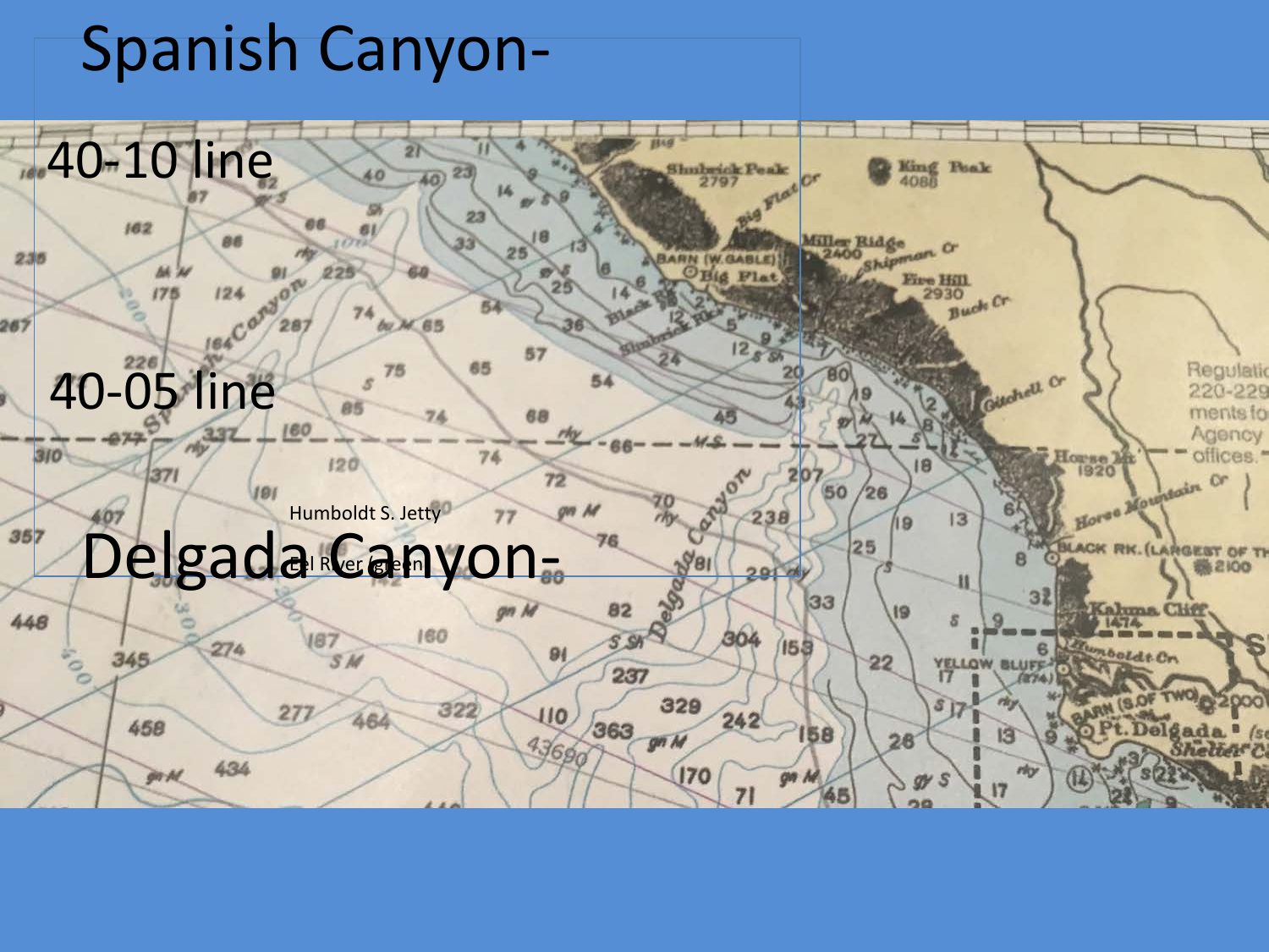# Spanish Canyon-

40-10 line

40-05 line

Humboldt S. Jetty

Delgada Canyon-

Eel River (green)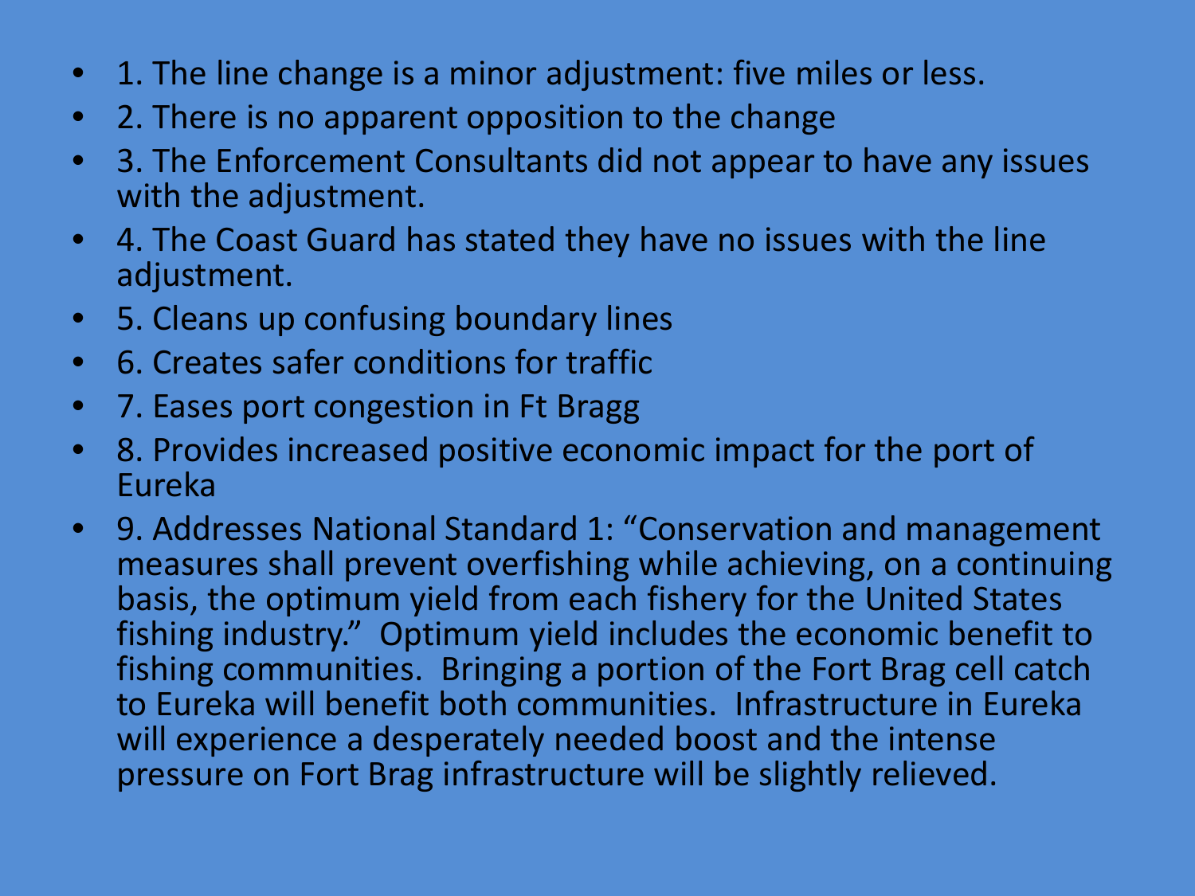- 1. The line change is a minor adjustment: five miles or less.
- 2. There is no apparent opposition to the change
- 3. The Enforcement Consultants did not appear to have any issues with the adjustment.
- 4. The Coast Guard has stated they have no issues with the line adjustment.
- 5. Cleans up confusing boundary lines
- 6. Creates safer conditions for traffic
- 7. Eases port congestion in Ft Bragg
- 8. Provides increased positive economic impact for the port of Eureka
- 9. Addresses National Standard 1: "Conservation and management measures shall prevent overfishing while achieving, on a continuing basis, the optimum yield from each fishery for the United States fishing industry." Optimum yield includes the economic benefit to fishing communities. Bringing a portion of the Fort Brag cell catch to Eureka will benefit both communities. Infrastructure in Eureka will experience a desperately needed boost and the intense pressure on Fort Brag infrastructure will be slightly relieved.